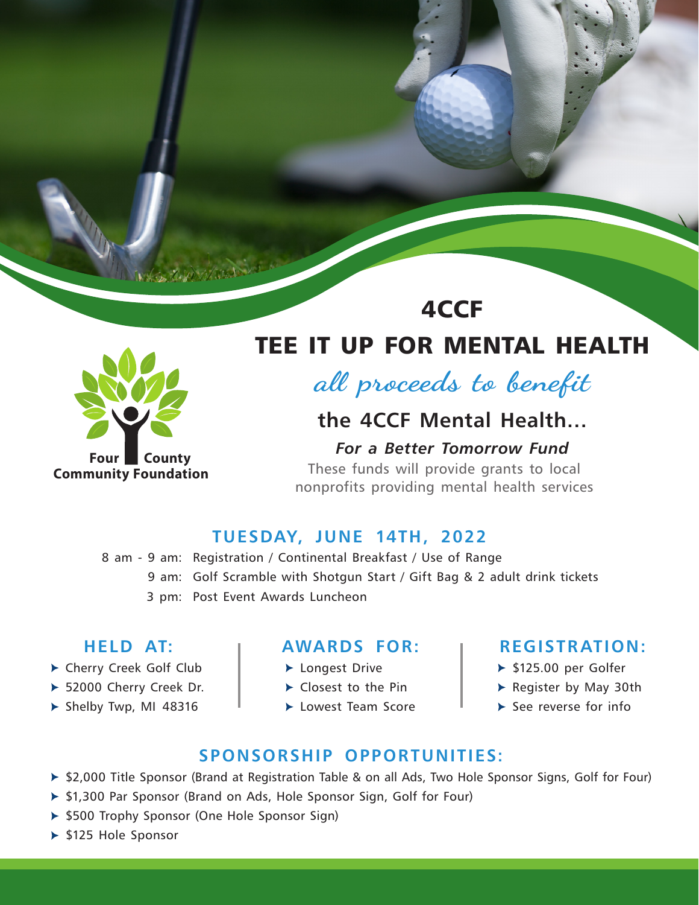Four County Community Foundation

# 4CCF

# TEE IT UP FOR MENTAL HEALTH

*all proceeds to benefit*

## the 4CCF Mental Health...

***For a Better Tomorrow Fund***

These funds will provide grants to local nonprofits providing mental health services

## TUESDAY, JUNE 14TH, 2022

8 am - 9 am: Registration / Continental Breakfast / Use of Range

9 am: Golf Scramble with Shotgun Start / Gift Bag & 2 adult drink tickets

3 pm: Post Event Awards Luncheon

### HELD AT:

- Cherry Creek Golf Club
- 52000 Cherry Creek Dr.
- Shelby Twp, MI 48316

### AWARDS FOR:

- Longest Drive
- Closest to the Pin
- Lowest Team Score

### REGISTRATION:

- $125.00 per Golfer
- Register by May 30th
- See reverse for info

### SPONSORSHIP OPPORTUNITIES:

- $2,000 Title Sponsor (Brand at Registration Table & on all Ads, Two Hole Sponsor Signs, Golf for Four)
- $1,300 Par Sponsor (Brand on Ads, Hole Sponsor Sign, Golf for Four)
- $500 Trophy Sponsor (One Hole Sponsor Sign)
- $125 Hole Sponsor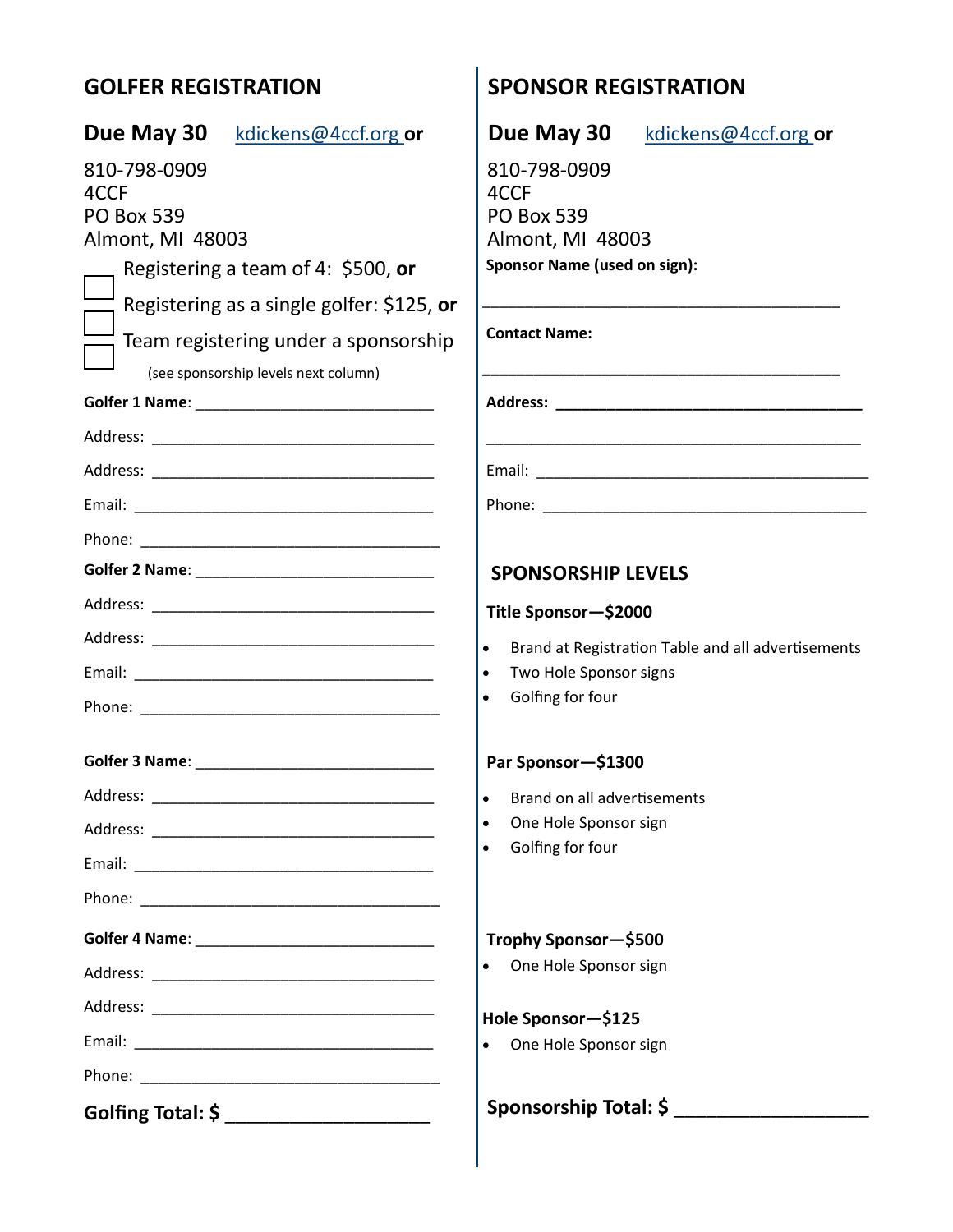## GOLFER REGISTRATION

**Due May 30** [kdickens@4ccf.org](mailto:kdickens@4ccf.org) **or**

810-798-0909
4CCF
PO Box 539
Almont, MI 48003

☐ Registering a team of 4: $500, **or**

☐ Registering as a single golfer: $125, **or**

☐ Team registering under a sponsorship

(see sponsorship levels next column)

**Golfer 1 Name**: ____________________________

Address: ________________________________

Address: ________________________________

Email: __________________________________

Phone: __________________________________

**Golfer 2 Name**: ____________________________

Address: ________________________________

Address: ________________________________

Email: __________________________________

Phone: __________________________________

**Golfer 3 Name**: ____________________________

Address: ________________________________

Address: ________________________________

Email: __________________________________

Phone: __________________________________

**Golfer 4 Name**: ____________________________

Address: ________________________________

Address: ________________________________

Email: __________________________________

Phone: __________________________________

**Golfing Total: $ ___________________**

## SPONSOR REGISTRATION

**Due May 30** [kdickens@4ccf.org](mailto:kdickens@4ccf.org) **or**

810-798-0909
4CCF
PO Box 539
Almont, MI 48003

**Sponsor Name (used on sign):**

________________________________________

**Contact Name:**

________________________________________

**Address:** __________________________________

__________________________________________

Email: ______________________________________

Phone: ______________________________________

### SPONSORSHIP LEVELS

**Title Sponsor—$2000**

- Brand at Registration Table and all advertisements
- Two Hole Sponsor signs
- Golfing for four

**Par Sponsor—$1300**

- Brand on all advertisements
- One Hole Sponsor sign
- Golfing for four

**Trophy Sponsor—$500**

- One Hole Sponsor sign

**Hole Sponsor—$125**

- One Hole Sponsor sign

**Sponsorship Total: $ __________________**